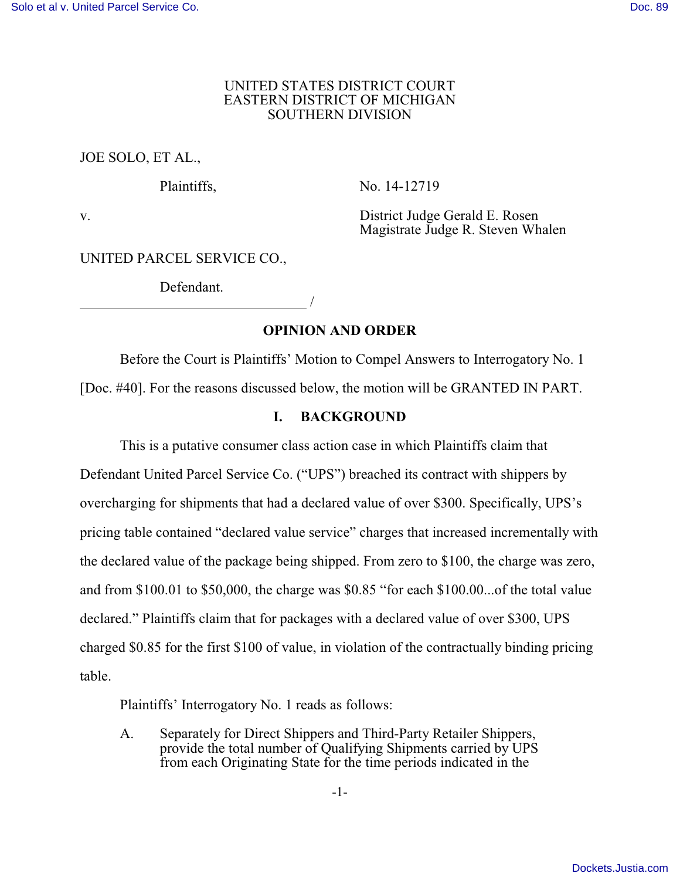UNITED STATES DISTRICT COURT
EASTERN DISTRICT OF MICHIGAN
SOUTHERN DIVISION

JOE SOLO, ET AL.,

Plaintiffs,

No. 14-12719

v.

District Judge Gerald E. Rosen
Magistrate Judge R. Steven Whalen

UNITED PARCEL SERVICE CO.,

Defendant.

_______________________________ /

## OPINION AND ORDER

Before the Court is Plaintiffs' Motion to Compel Answers to Interrogatory No. 1 [Doc. #40]. For the reasons discussed below, the motion will be GRANTED IN PART.

### I. BACKGROUND

This is a putative consumer class action case in which Plaintiffs claim that Defendant United Parcel Service Co. ("UPS") breached its contract with shippers by overcharging for shipments that had a declared value of over $300. Specifically, UPS's pricing table contained "declared value service" charges that increased incrementally with the declared value of the package being shipped. From zero to $100, the charge was zero, and from $100.01 to $50,000, the charge was $0.85 "for each $100.00...of the total value declared." Plaintiffs claim that for packages with a declared value of over $300, UPS charged $0.85 for the first $100 of value, in violation of the contractually binding pricing table.

Plaintiffs' Interrogatory No. 1 reads as follows:

A. Separately for Direct Shippers and Third-Party Retailer Shippers, provide the total number of Qualifying Shipments carried by UPS from each Originating State for the time periods indicated in the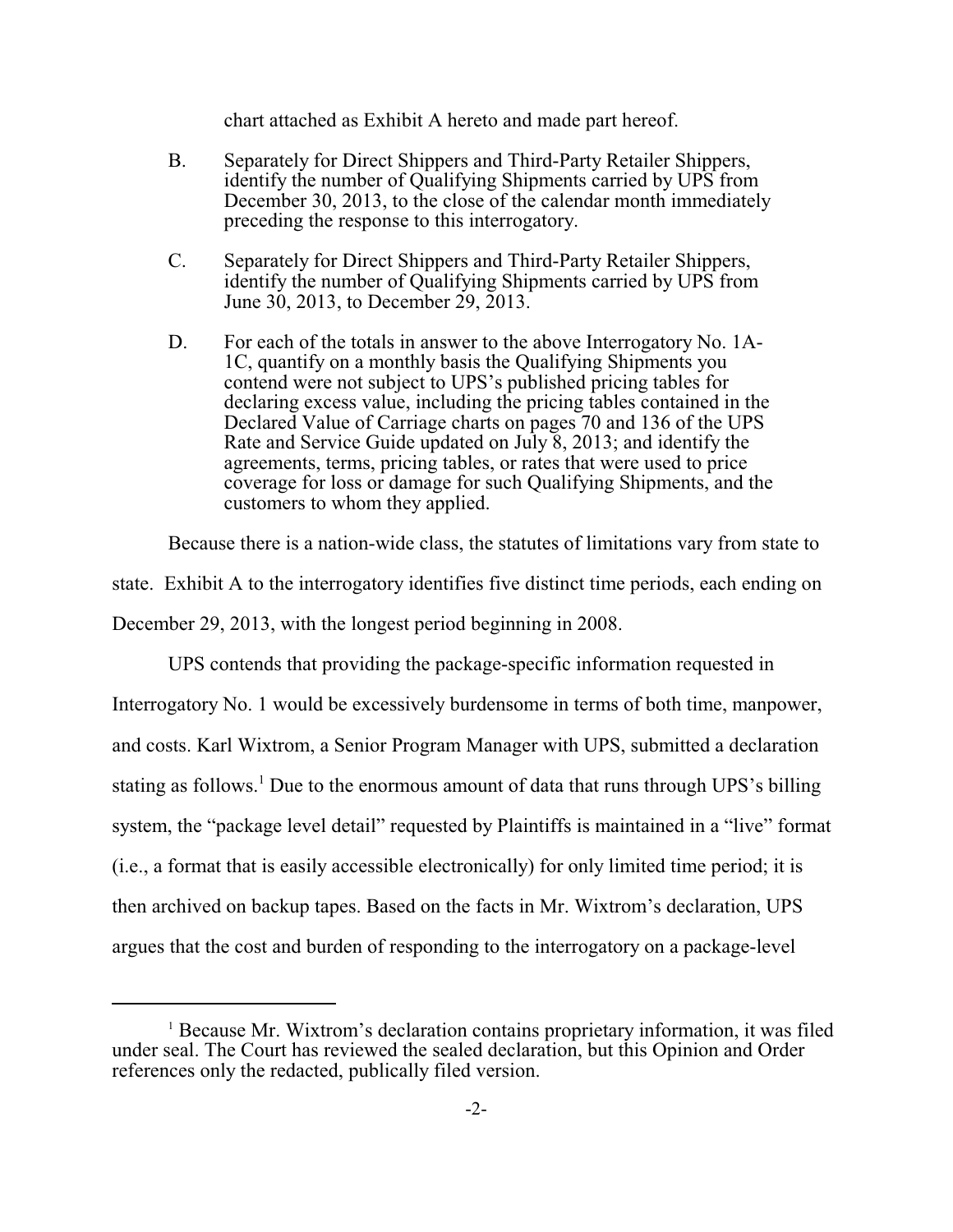chart attached as Exhibit A hereto and made part hereof.

B. Separately for Direct Shippers and Third-Party Retailer Shippers, identify the number of Qualifying Shipments carried by UPS from December 30, 2013, to the close of the calendar month immediately preceding the response to this interrogatory.

C. Separately for Direct Shippers and Third-Party Retailer Shippers, identify the number of Qualifying Shipments carried by UPS from June 30, 2013, to December 29, 2013.

D. For each of the totals in answer to the above Interrogatory No. 1A-1C, quantify on a monthly basis the Qualifying Shipments you contend were not subject to UPS's published pricing tables for declaring excess value, including the pricing tables contained in the Declared Value of Carriage charts on pages 70 and 136 of the UPS Rate and Service Guide updated on July 8, 2013; and identify the agreements, terms, pricing tables, or rates that were used to price coverage for loss or damage for such Qualifying Shipments, and the customers to whom they applied.

Because there is a nation-wide class, the statutes of limitations vary from state to state. Exhibit A to the interrogatory identifies five distinct time periods, each ending on December 29, 2013, with the longest period beginning in 2008.

UPS contends that providing the package-specific information requested in Interrogatory No. 1 would be excessively burdensome in terms of both time, manpower, and costs. Karl Wixtrom, a Senior Program Manager with UPS, submitted a declaration stating as follows.[1] Due to the enormous amount of data that runs through UPS's billing system, the "package level detail" requested by Plaintiffs is maintained in a "live" format (i.e., a format that is easily accessible electronically) for only limited time period; it is then archived on backup tapes. Based on the facts in Mr. Wixtrom's declaration, UPS argues that the cost and burden of responding to the interrogatory on a package-level

[1] Because Mr. Wixtrom's declaration contains proprietary information, it was filed under seal. The Court has reviewed the sealed declaration, but this Opinion and Order references only the redacted, publically filed version.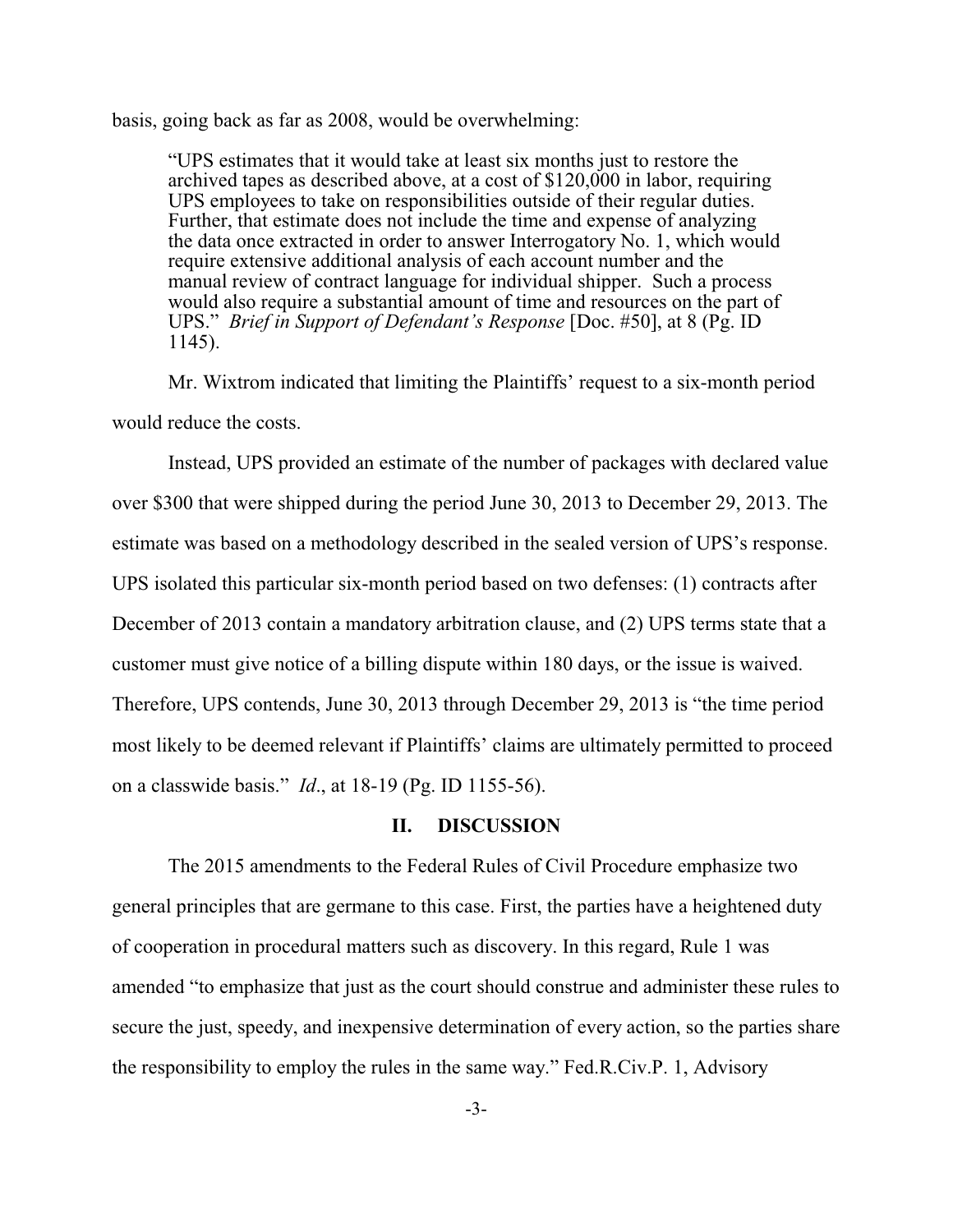basis, going back as far as 2008, would be overwhelming:

> "UPS estimates that it would take at least six months just to restore the archived tapes as described above, at a cost of $120,000 in labor, requiring UPS employees to take on responsibilities outside of their regular duties. Further, that estimate does not include the time and expense of analyzing the data once extracted in order to answer Interrogatory No. 1, which would require extensive additional analysis of each account number and the manual review of contract language for individual shipper. Such a process would also require a substantial amount of time and resources on the part of UPS." *Brief in Support of Defendant's Response* [Doc. #50], at 8 (Pg. ID 1145).

Mr. Wixtrom indicated that limiting the Plaintiffs' request to a six-month period would reduce the costs.

Instead, UPS provided an estimate of the number of packages with declared value over $300 that were shipped during the period June 30, 2013 to December 29, 2013. The estimate was based on a methodology described in the sealed version of UPS's response. UPS isolated this particular six-month period based on two defenses: (1) contracts after December of 2013 contain a mandatory arbitration clause, and (2) UPS terms state that a customer must give notice of a billing dispute within 180 days, or the issue is waived. Therefore, UPS contends, June 30, 2013 through December 29, 2013 is "the time period most likely to be deemed relevant if Plaintiffs' claims are ultimately permitted to proceed on a classwide basis." *Id*., at 18-19 (Pg. ID 1155-56).

## II. DISCUSSION

The 2015 amendments to the Federal Rules of Civil Procedure emphasize two general principles that are germane to this case. First, the parties have a heightened duty of cooperation in procedural matters such as discovery. In this regard, Rule 1 was amended "to emphasize that just as the court should construe and administer these rules to secure the just, speedy, and inexpensive determination of every action, so the parties share the responsibility to employ the rules in the same way." Fed.R.Civ.P. 1, Advisory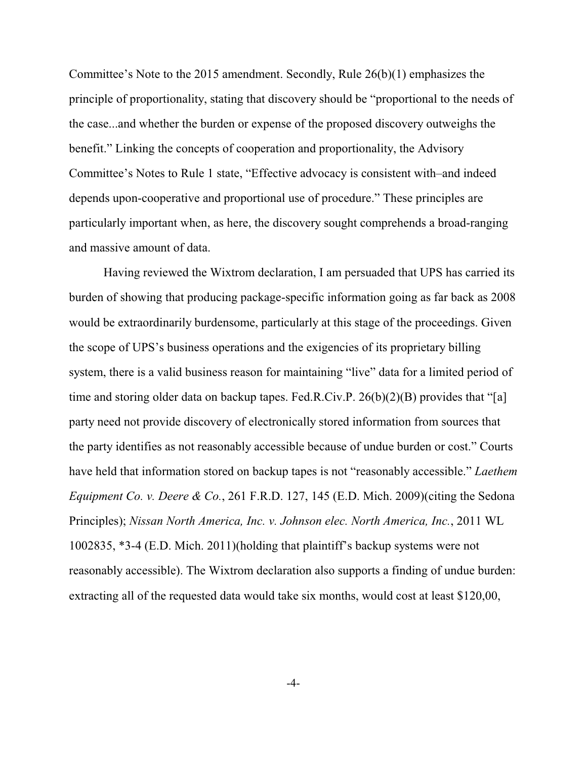Committee's Note to the 2015 amendment. Secondly, Rule 26(b)(1) emphasizes the principle of proportionality, stating that discovery should be "proportional to the needs of the case...and whether the burden or expense of the proposed discovery outweighs the benefit." Linking the concepts of cooperation and proportionality, the Advisory Committee's Notes to Rule 1 state, "Effective advocacy is consistent with–and indeed depends upon-cooperative and proportional use of procedure." These principles are particularly important when, as here, the discovery sought comprehends a broad-ranging and massive amount of data.

Having reviewed the Wixtrom declaration, I am persuaded that UPS has carried its burden of showing that producing package-specific information going as far back as 2008 would be extraordinarily burdensome, particularly at this stage of the proceedings. Given the scope of UPS's business operations and the exigencies of its proprietary billing system, there is a valid business reason for maintaining "live" data for a limited period of time and storing older data on backup tapes. Fed.R.Civ.P. 26(b)(2)(B) provides that "[a] party need not provide discovery of electronically stored information from sources that the party identifies as not reasonably accessible because of undue burden or cost." Courts have held that information stored on backup tapes is not "reasonably accessible." *Laethem Equipment Co. v. Deere & Co.*, 261 F.R.D. 127, 145 (E.D. Mich. 2009)(citing the Sedona Principles); *Nissan North America, Inc. v. Johnson elec. North America, Inc.*, 2011 WL 1002835, *3-4 (E.D. Mich. 2011)(holding that plaintiff's backup systems were not reasonably accessible). The Wixtrom declaration also supports a finding of undue burden: extracting all of the requested data would take six months, would cost at least $120,00,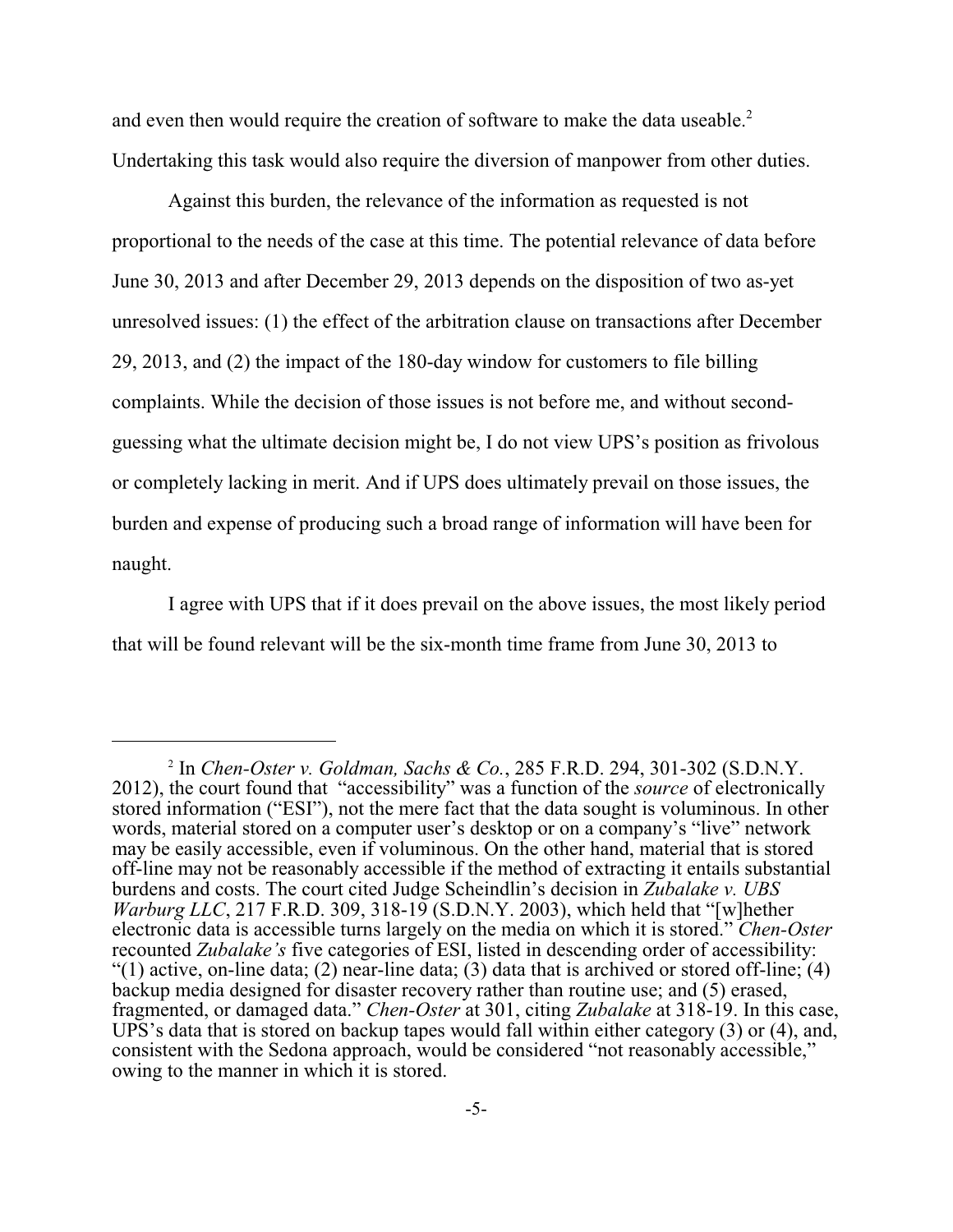and even then would require the creation of software to make the data useable.[2] Undertaking this task would also require the diversion of manpower from other duties.

Against this burden, the relevance of the information as requested is not proportional to the needs of the case at this time. The potential relevance of data before June 30, 2013 and after December 29, 2013 depends on the disposition of two as-yet unresolved issues: (1) the effect of the arbitration clause on transactions after December 29, 2013, and (2) the impact of the 180-day window for customers to file billing complaints. While the decision of those issues is not before me, and without second-guessing what the ultimate decision might be, I do not view UPS's position as frivolous or completely lacking in merit. And if UPS does ultimately prevail on those issues, the burden and expense of producing such a broad range of information will have been for naught.

I agree with UPS that if it does prevail on the above issues, the most likely period that will be found relevant will be the six-month time frame from June 30, 2013 to

---

[2] In *Chen-Oster v. Goldman, Sachs & Co.*, 285 F.R.D. 294, 301-302 (S.D.N.Y. 2012), the court found that "accessibility" was a function of the *source* of electronically stored information ("ESI"), not the mere fact that the data sought is voluminous. In other words, material stored on a computer user's desktop or on a company's "live" network may be easily accessible, even if voluminous. On the other hand, material that is stored off-line may not be reasonably accessible if the method of extracting it entails substantial burdens and costs. The court cited Judge Scheindlin's decision in *Zubalake v. UBS Warburg LLC*, 217 F.R.D. 309, 318-19 (S.D.N.Y. 2003), which held that "[w]hether electronic data is accessible turns largely on the media on which it is stored." *Chen-Oster* recounted *Zubalake's* five categories of ESI, listed in descending order of accessibility: "(1) active, on-line data; (2) near-line data; (3) data that is archived or stored off-line; (4) backup media designed for disaster recovery rather than routine use; and (5) erased, fragmented, or damaged data." *Chen-Oster* at 301, citing *Zubalake* at 318-19. In this case, UPS's data that is stored on backup tapes would fall within either category (3) or (4), and, consistent with the Sedona approach, would be considered "not reasonably accessible," owing to the manner in which it is stored.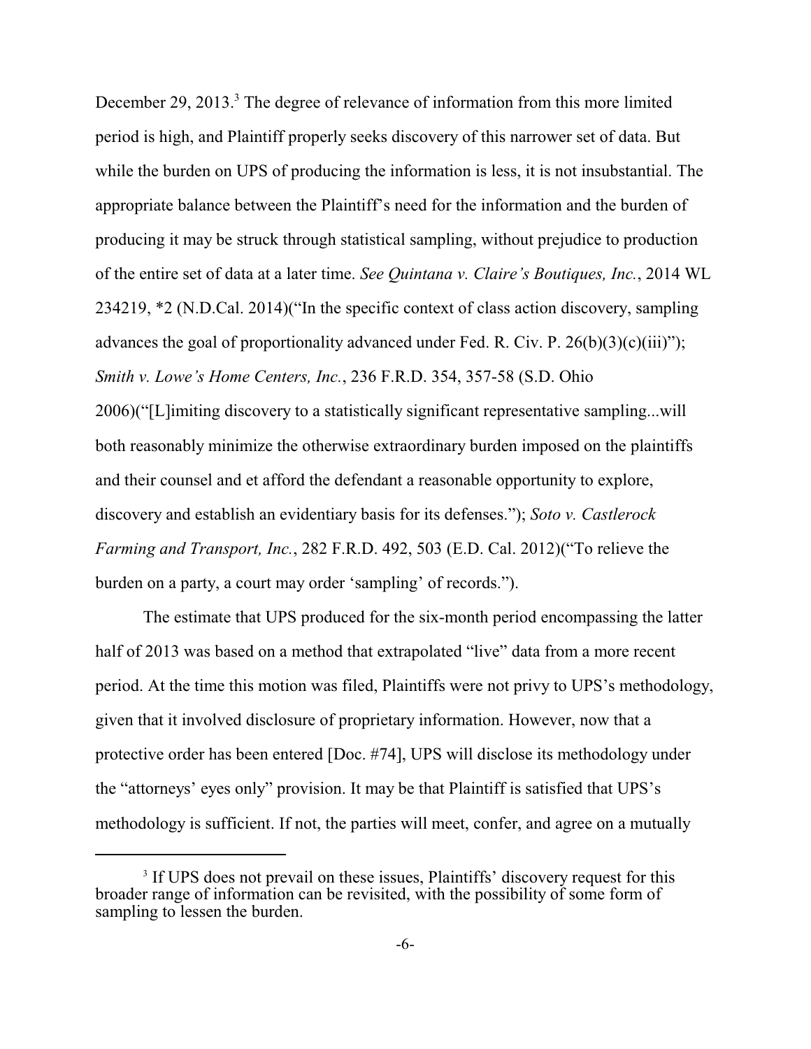December 29, 2013.[3] The degree of relevance of information from this more limited period is high, and Plaintiff properly seeks discovery of this narrower set of data. But while the burden on UPS of producing the information is less, it is not insubstantial. The appropriate balance between the Plaintiff's need for the information and the burden of producing it may be struck through statistical sampling, without prejudice to production of the entire set of data at a later time. *See Quintana v. Claire's Boutiques, Inc.*, 2014 WL 234219, *2 (N.D.Cal. 2014)("In the specific context of class action discovery, sampling advances the goal of proportionality advanced under Fed. R. Civ. P. 26(b)(3)(c)(iii)"); *Smith v. Lowe's Home Centers, Inc.*, 236 F.R.D. 354, 357-58 (S.D. Ohio 2006)("[L]imiting discovery to a statistically significant representative sampling...will both reasonably minimize the otherwise extraordinary burden imposed on the plaintiffs and their counsel and et afford the defendant a reasonable opportunity to explore, discovery and establish an evidentiary basis for its defenses."); *Soto v. Castlerock Farming and Transport, Inc.*, 282 F.R.D. 492, 503 (E.D. Cal. 2012)("To relieve the burden on a party, a court may order 'sampling' of records.").

The estimate that UPS produced for the six-month period encompassing the latter half of 2013 was based on a method that extrapolated "live" data from a more recent period. At the time this motion was filed, Plaintiffs were not privy to UPS's methodology, given that it involved disclosure of proprietary information. However, now that a protective order has been entered [Doc. #74], UPS will disclose its methodology under the "attorneys' eyes only" provision. It may be that Plaintiff is satisfied that UPS's methodology is sufficient. If not, the parties will meet, confer, and agree on a mutually

[3] If UPS does not prevail on these issues, Plaintiffs' discovery request for this broader range of information can be revisited, with the possibility of some form of sampling to lessen the burden.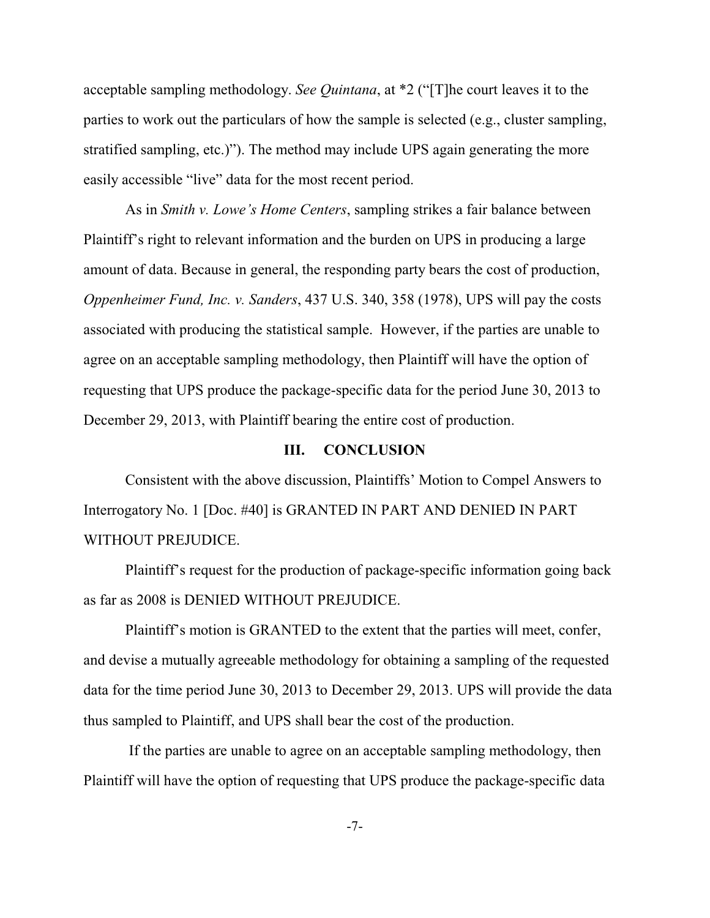acceptable sampling methodology. *See Quintana*, at *2 ("[T]he court leaves it to the parties to work out the particulars of how the sample is selected (e.g., cluster sampling, stratified sampling, etc.)"). The method may include UPS again generating the more easily accessible "live" data for the most recent period.

As in *Smith v. Lowe's Home Centers*, sampling strikes a fair balance between Plaintiff's right to relevant information and the burden on UPS in producing a large amount of data. Because in general, the responding party bears the cost of production, *Oppenheimer Fund, Inc. v. Sanders*, 437 U.S. 340, 358 (1978), UPS will pay the costs associated with producing the statistical sample. However, if the parties are unable to agree on an acceptable sampling methodology, then Plaintiff will have the option of requesting that UPS produce the package-specific data for the period June 30, 2013 to December 29, 2013, with Plaintiff bearing the entire cost of production.

## III. CONCLUSION

Consistent with the above discussion, Plaintiffs' Motion to Compel Answers to Interrogatory No. 1 [Doc. #40] is GRANTED IN PART AND DENIED IN PART WITHOUT PREJUDICE.

Plaintiff's request for the production of package-specific information going back as far as 2008 is DENIED WITHOUT PREJUDICE.

Plaintiff's motion is GRANTED to the extent that the parties will meet, confer, and devise a mutually agreeable methodology for obtaining a sampling of the requested data for the time period June 30, 2013 to December 29, 2013. UPS will provide the data thus sampled to Plaintiff, and UPS shall bear the cost of the production.

If the parties are unable to agree on an acceptable sampling methodology, then Plaintiff will have the option of requesting that UPS produce the package-specific data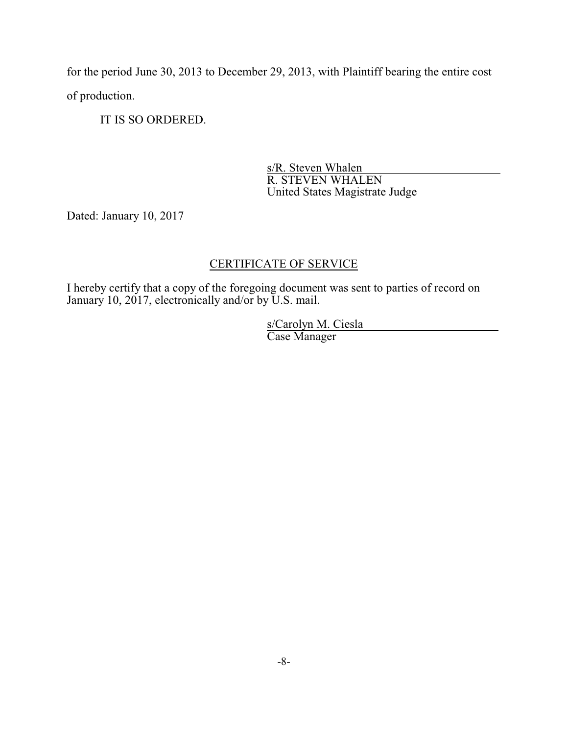for the period June 30, 2013 to December 29, 2013, with Plaintiff bearing the entire cost of production.

IT IS SO ORDERED.

s/R. Steven Whalen
R. STEVEN WHALEN
United States Magistrate Judge

Dated: January 10, 2017

## CERTIFICATE OF SERVICE

I hereby certify that a copy of the foregoing document was sent to parties of record on January 10, 2017, electronically and/or by U.S. mail.

s/Carolyn M. Ciesla
Case Manager